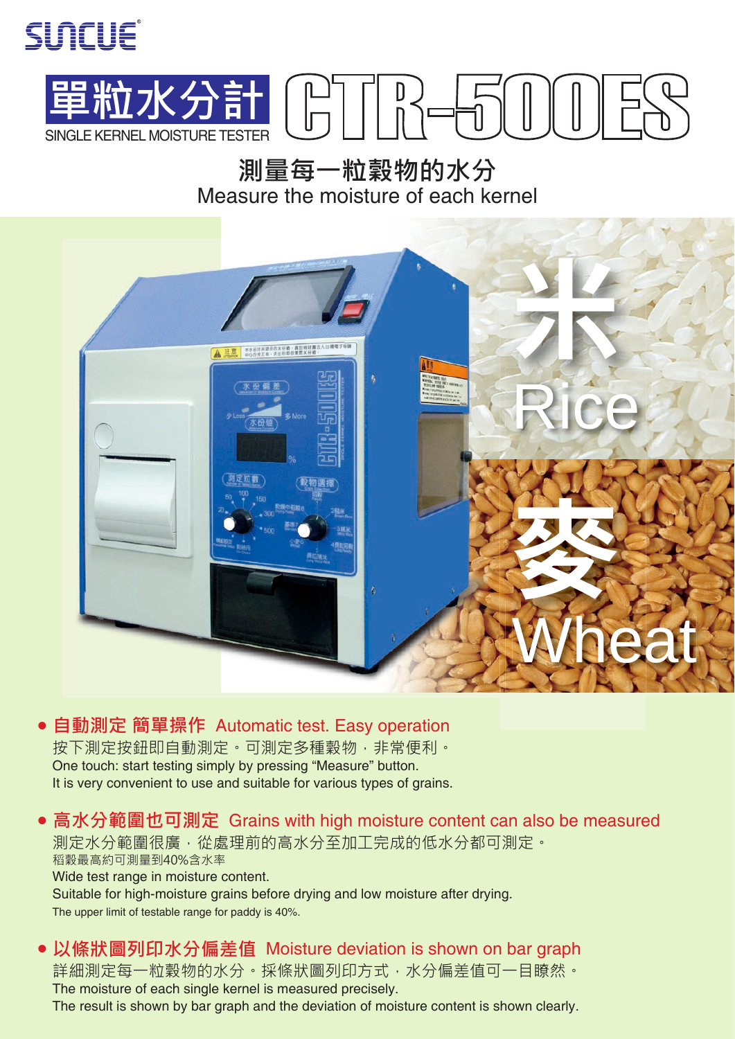SUNCUE

# 單粒水分計 CTR-500ES

SINGLE KERNEL MOISTURE TESTER

## 測量每一粒穀物的水分
Measure the moisture of each kernel

米 Rice

麥 Wheat

- **自動測定 簡單操作** Automatic test. Easy operation

  按下測定按鈕即自動測定。可測定多種穀物，非常便利。
  One touch: start testing simply by pressing “Measure” button.
  It is very convenient to use and suitable for various types of grains.

- **高水分範圍也可測定** Grains with high moisture content can also be measured

  測定水分範圍很廣，從處理前的高水分至加工完成的低水分都可測定。
  稻穀最高約可測量到40%含水率
  Wide test range in moisture content.
  Suitable for high-moisture grains before drying and low moisture after drying.
  The upper limit of testable range for paddy is 40%.

- **以條狀圖列印水分偏差值** Moisture deviation is shown on bar graph

  詳細測定每一粒穀物的水分。採條狀圖列印方式，水分偏差值可一目瞭然。
  The moisture of each single kernel is measured precisely.
  The result is shown by bar graph and the deviation of moisture content is shown clearly.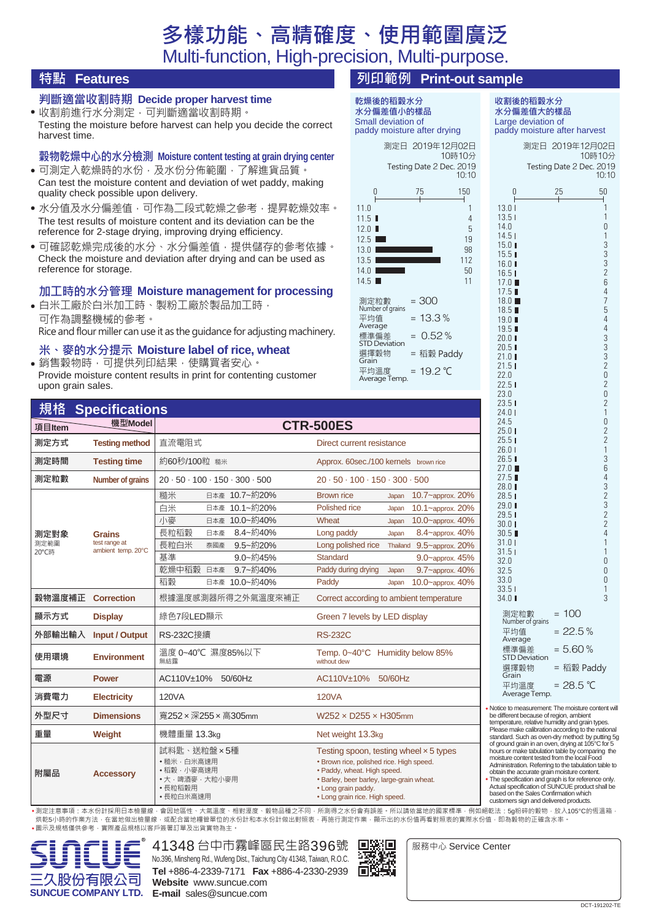# 多樣功能、高精確度、使用範圍廣泛

# Multi-function, High-precision, Multi-purpose.

## 特點 Features

### 判斷適當收割時期 Decide proper harvest time

- 收割前進行水分測定，可判斷適當收割時期。
  Testing the moisture before harvest can help you decide the correct harvest time.

### 穀物乾燥中心的水分檢測 Moisture content testing at grain drying center

- 可測定入乾燥時的水份，及水份分佈範圍，了解進貨品質。
  Can test the moisture content and deviation of wet paddy, making quality check possible upon delivery.
- 水分值及水分偏差值，可作為二段式乾燥之參考，提昇乾燥效率。
  The test results of moisture content and its deviation can be the reference for 2-stage drying, improving drying efficiency.
- 可確認乾燥完成後的水分、水分偏差值，提供儲存的參考依據。
  Check the moisture and deviation after drying and can be used as reference for storage.

### 加工時的水分管理 Moisture management for processing

- 白米工廠於白米加工時、製粉工廠於製品加工時，
  可作為調整機械的參考。
  Rice and flour miller can use it as the guidance for adjusting machinery.

### 米、麥的水分提示 Moisture label of rice, wheat

- 銷售穀物時，可提供列印結果，使購買者安心。
  Provide moisture content results in print for contenting customer upon grain sales.

## 列印範例 Print-out sample

**乾燥後的稻穀水分 / 水分偏差值小的樣品**
Small deviation of paddy moisture after drying

測定日 2019年12月02日 10時10分
Testing Date 2 Dec. 2019 10:10

0 75 150

11.0 1
11.5 4
12.0 5
12.5 19
13.0 98
13.5 112
14.0 50
14.5 11

測定粒數 Number of grains = 300
平均值 Average = 13.3 %
標準偏差 STD Deviation = 0.52 %
選擇穀物 Grain = 稻穀 Paddy
平均溫度 Average Temp. = 19.2 ℃

**收割後的稻穀水分 / 水分偏差值大的樣品**
Large deviation of paddy moisture after harvest

測定日 2019年12月02日 10時10分
Testing Date 2 Dec. 2019 10:10

0 25 50

13.0 1
13.5 1
14.0 0
14.5 1
15.0 3
15.5 3
16.0 3
16.5 2
17.0 6
17.5 4
18.0 7
18.5 5
19.0 4
19.5 4
20.0 3
20.5 3
21.0 3
21.5 2
22.0 0
22.5 2
23.0 0
23.5 2
24.0 1
24.5 0
25.0 2
25.5 2
26.0 1
26.5 3
27.0 6
27.5 4
28.0 3
28.5 2
29.0 3
29.5 2
30.0 2
30.5 4
31.0 1
31.5 1
32.0 0
32.5 0
33.0 0
33.5 1
34.0 3

測定粒數 Number of grains = 100
平均值 Average = 22.5 %
標準偏差 STD Deviation = 5.60 %
選擇穀物 Grain = 稻穀 Paddy
平均溫度 Average Temp. = 28.5 ℃

## 規格 Specifications

| 項目Item | | 機型Model CTR-500ES | |
|---|---|---|---|
| 測定方式 | Testing method | 直流電阻式 | Direct current resistance |
| 測定時間 | Testing time | 約60秒/100粒 糙米 | Approx. 60sec./100 kernels brown rice |
| 測定粒數 | Number of grains | 20 · 50 · 100 · 150 · 300 · 500 | 20 · 50 · 100 · 150 · 300 · 500 |
| 測定對象 測定範圍 20℃時 | Grains test range at ambient temp. 20℃ | 糙米 日本產 10.7~約20%<br>白米 日本產 10.1~約20%<br>小麥 日本產 10.0~約40%<br>長粒稻穀 日本產 8.4~約40%<br>長粒白米 泰國產 9.5~約20%<br>基準 9.0~約45%<br>乾燥中稻穀 日本產 9.7~約40%<br>稻穀 日本產 10.0~約40% | Brown rice Japan 10.7~approx. 20%<br>Polished rice Japan 10.1~approx. 20%<br>Wheat Japan 10.0~approx. 40%<br>Long paddy Japan 8.4~approx. 40%<br>Long polished rice Thailand 9.5~approx. 20%<br>Standard 9.0~approx. 45%<br>Paddy during drying Japan 9.7~approx. 40%<br>Paddy Japan 10.0~approx. 40% |
| 穀物溫度補正 | Correction | 根據溫度感測器所得之外氣溫度來補正 | Correct according to ambient temperature |
| 顯示方式 | Display | 綠色7段LED顯示 | Green 7 levels by LED display |
| 外部輸出輸入 | Input / Output | RS-232C接續 | RS-232C |
| 使用環境 | Environment | 溫度 0~40℃ 濕度85%以下 無結露 | Temp. 0~40℃ Humidity below 85% without dew |
| 電源 | Power | AC110V±10% 50/60Hz | AC110V±10% 50/60Hz |
| 消費電力 | Electricity | 120VA | 120VA |
| 外型尺寸 | Dimensions | 寬252 × 深255 × 高305mm | W252 × D255 × H305mm |
| 重量 | Weight | 機體重量 13.3kg | Net weight 13.3kg |
| 附屬品 | Accessory | 試料匙、送粒盤 × 5種<br>• 糙米．白米高速用<br>• 稻穀．小麥高速用<br>• 大．啤酒麥．大粒小麥用<br>• 長粒稻穀用<br>• 長粒白米高速用 | Testing spoon, testing wheel × 5 types<br>• Brown rice, polished rice. High speed.<br>• Paddy, wheat. High speed.<br>• Barley, beer barley, large-grain wheat.<br>• Long grain paddy.<br>• Long grain rice. High speed. |

- Notice to measurement: The moisture content will be different because of region, ambient temperature, relative humidity and grain types. Please make calibration according to the national standard. Such as oven-dry method: by putting 5g of ground grain in an oven, drying at 105℃ for 5 hours or make tabulation table by comparing the moisture content tested from the local Food Administration. Referring to the tabulation table to obtain the accurate grain moisture content.
- The specification and graph is for reference only. Actual specification of SUNCUE product shall be based on the Sales Confirmation which customers sign and delivered products.

- 測定注意事項：本水份計採用日本檢量線，會因地區性、大氣溫度、相對濕度、穀物品種之不同，所測得之水份會有誤差。所以請依當地的國家標準，例如絕乾法：5g粉碎的穀物，放入105℃的恆溫箱，烘乾5小時的作業方法，在當地做出檢量線，或配合當地種子單位的水份計和本水份計做出對照表，再施行測定作業，顯示出的水份值再看對照表的實際水份值，即為穀物的正確含水率。
- 圖示及規格僅供參考，實際產品規格以客戶簽署訂單及出貨實物為主。

**SUNCUE 三久股份有限公司 SUNCUE COMPANY LTD.**

41348 台中市霧峰區民生路396號
No.396, Minsheng Rd., Wufeng Dist., Taichung City 41348, Taiwan, R.O.C.
**Tel** +886-4-2339-7171 **Fax** +886-4-2330-2939
**Website** www.suncue.com
**E-mail** sales@suncue.com

服務中心 Service Center

DCT-191202-TE